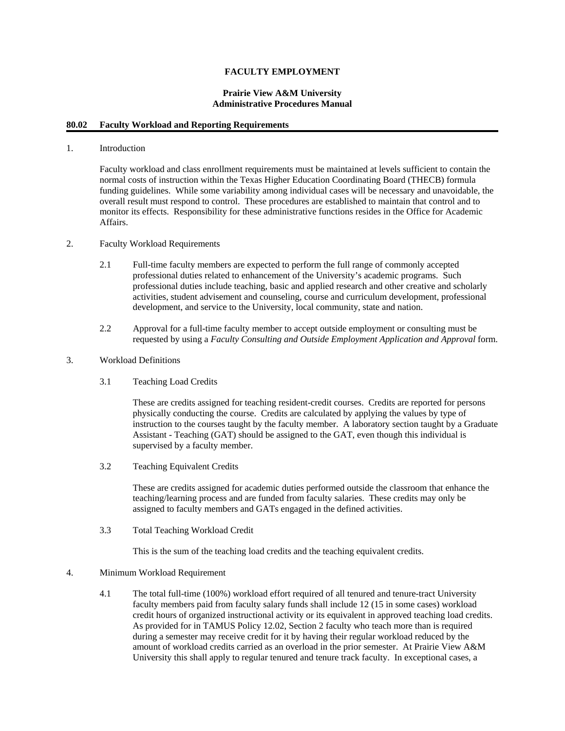**FACULTY EMPLOYMENT**

**Prairie View A&M University**
**Administrative Procedures Manual**

## 80.02 Faculty Workload and Reporting Requirements

1. Introduction

   Faculty workload and class enrollment requirements must be maintained at levels sufficient to contain the normal costs of instruction within the Texas Higher Education Coordinating Board (THECB) formula funding guidelines. While some variability among individual cases will be necessary and unavoidable, the overall result must respond to control. These procedures are established to maintain that control and to monitor its effects. Responsibility for these administrative functions resides in the Office for Academic Affairs.

2. Faculty Workload Requirements

   2.1 Full-time faculty members are expected to perform the full range of commonly accepted professional duties related to enhancement of the University's academic programs. Such professional duties include teaching, basic and applied research and other creative and scholarly activities, student advisement and counseling, course and curriculum development, professional development, and service to the University, local community, state and nation.

   2.2 Approval for a full-time faculty member to accept outside employment or consulting must be requested by using a *Faculty Consulting and Outside Employment Application and Approval* form.

3. Workload Definitions

   3.1 Teaching Load Credits

   These are credits assigned for teaching resident-credit courses. Credits are reported for persons physically conducting the course. Credits are calculated by applying the values by type of instruction to the courses taught by the faculty member. A laboratory section taught by a Graduate Assistant - Teaching (GAT) should be assigned to the GAT, even though this individual is supervised by a faculty member.

   3.2 Teaching Equivalent Credits

   These are credits assigned for academic duties performed outside the classroom that enhance the teaching/learning process and are funded from faculty salaries. These credits may only be assigned to faculty members and GATs engaged in the defined activities.

   3.3 Total Teaching Workload Credit

   This is the sum of the teaching load credits and the teaching equivalent credits.

4. Minimum Workload Requirement

   4.1 The total full-time (100%) workload effort required of all tenured and tenure-tract University faculty members paid from faculty salary funds shall include 12 (15 in some cases) workload credit hours of organized instructional activity or its equivalent in approved teaching load credits. As provided for in TAMUS Policy 12.02, Section 2 faculty who teach more than is required during a semester may receive credit for it by having their regular workload reduced by the amount of workload credits carried as an overload in the prior semester. At Prairie View A&M University this shall apply to regular tenured and tenure track faculty. In exceptional cases, a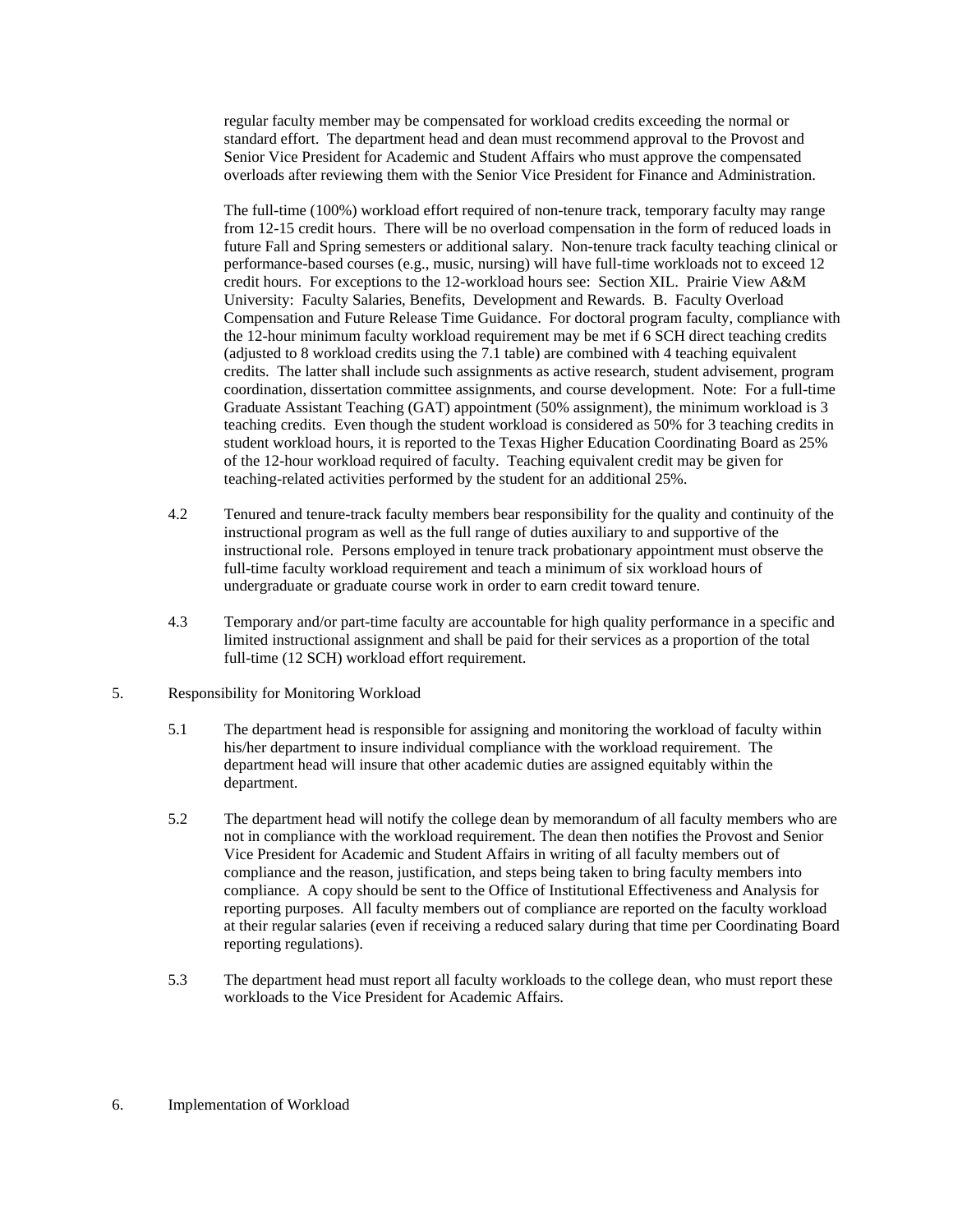regular faculty member may be compensated for workload credits exceeding the normal or standard effort. The department head and dean must recommend approval to the Provost and Senior Vice President for Academic and Student Affairs who must approve the compensated overloads after reviewing them with the Senior Vice President for Finance and Administration.

The full-time (100%) workload effort required of non-tenure track, temporary faculty may range from 12-15 credit hours. There will be no overload compensation in the form of reduced loads in future Fall and Spring semesters or additional salary. Non-tenure track faculty teaching clinical or performance-based courses (e.g., music, nursing) will have full-time workloads not to exceed 12 credit hours. For exceptions to the 12-workload hours see: Section XIL. Prairie View A&M University: Faculty Salaries, Benefits, Development and Rewards. B. Faculty Overload Compensation and Future Release Time Guidance. For doctoral program faculty, compliance with the 12-hour minimum faculty workload requirement may be met if 6 SCH direct teaching credits (adjusted to 8 workload credits using the 7.1 table) are combined with 4 teaching equivalent credits. The latter shall include such assignments as active research, student advisement, program coordination, dissertation committee assignments, and course development. Note: For a full-time Graduate Assistant Teaching (GAT) appointment (50% assignment), the minimum workload is 3 teaching credits. Even though the student workload is considered as 50% for 3 teaching credits in student workload hours, it is reported to the Texas Higher Education Coordinating Board as 25% of the 12-hour workload required of faculty. Teaching equivalent credit may be given for teaching-related activities performed by the student for an additional 25%.

4.2 Tenured and tenure-track faculty members bear responsibility for the quality and continuity of the instructional program as well as the full range of duties auxiliary to and supportive of the instructional role. Persons employed in tenure track probationary appointment must observe the full-time faculty workload requirement and teach a minimum of six workload hours of undergraduate or graduate course work in order to earn credit toward tenure.

4.3 Temporary and/or part-time faculty are accountable for high quality performance in a specific and limited instructional assignment and shall be paid for their services as a proportion of the total full-time (12 SCH) workload effort requirement.

5. Responsibility for Monitoring Workload

5.1 The department head is responsible for assigning and monitoring the workload of faculty within his/her department to insure individual compliance with the workload requirement. The department head will insure that other academic duties are assigned equitably within the department.

5.2 The department head will notify the college dean by memorandum of all faculty members who are not in compliance with the workload requirement. The dean then notifies the Provost and Senior Vice President for Academic and Student Affairs in writing of all faculty members out of compliance and the reason, justification, and steps being taken to bring faculty members into compliance. A copy should be sent to the Office of Institutional Effectiveness and Analysis for reporting purposes. All faculty members out of compliance are reported on the faculty workload at their regular salaries (even if receiving a reduced salary during that time per Coordinating Board reporting regulations).

5.3 The department head must report all faculty workloads to the college dean, who must report these workloads to the Vice President for Academic Affairs.

6. Implementation of Workload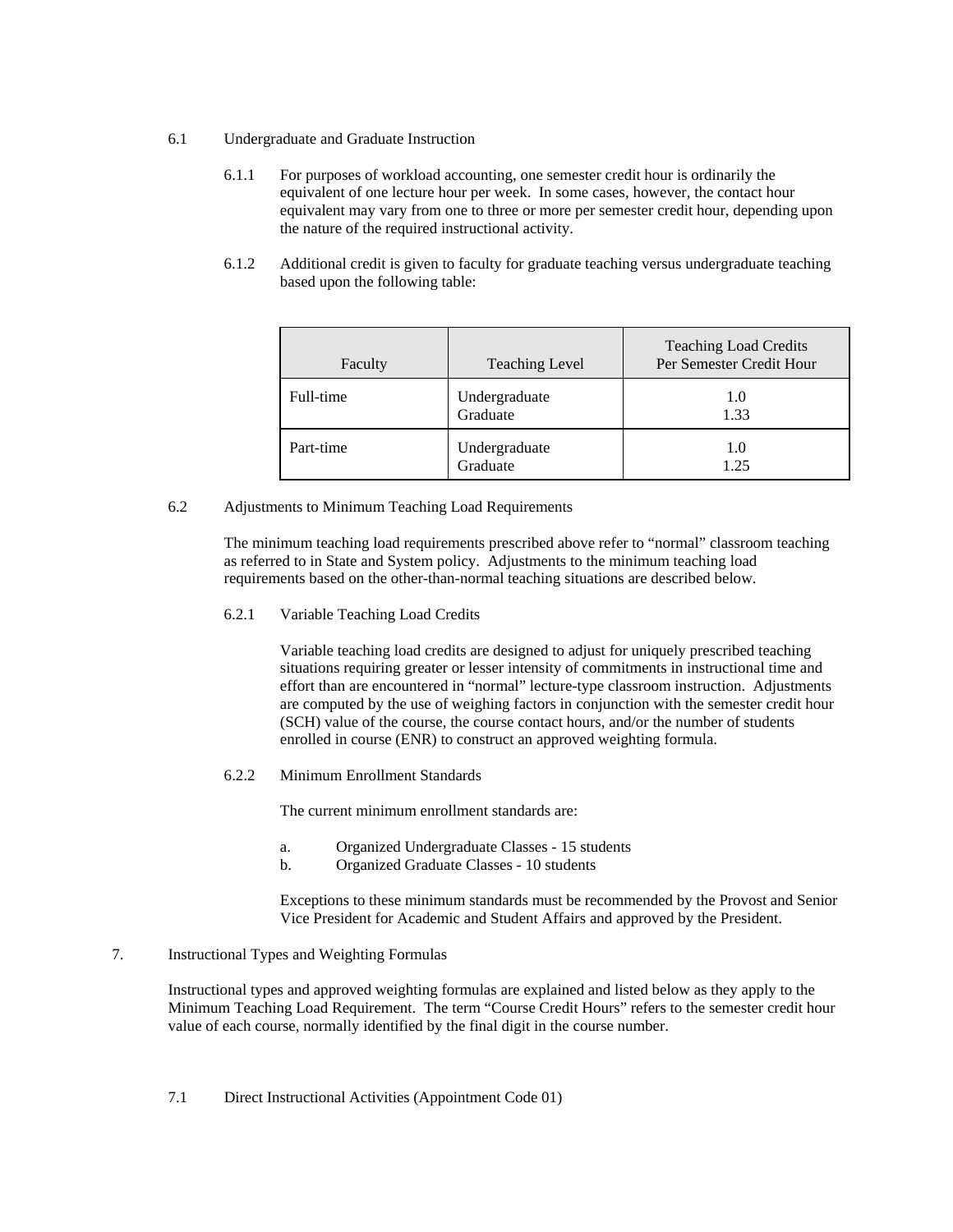6.1 Undergraduate and Graduate Instruction

6.1.1 For purposes of workload accounting, one semester credit hour is ordinarily the equivalent of one lecture hour per week. In some cases, however, the contact hour equivalent may vary from one to three or more per semester credit hour, depending upon the nature of the required instructional activity.

6.1.2 Additional credit is given to faculty for graduate teaching versus undergraduate teaching based upon the following table:

| Faculty | Teaching Level | Teaching Load Credits Per Semester Credit Hour |
|---|---|---|
| Full-time | Undergraduate<br>Graduate | 1.0<br>1.33 |
| Part-time | Undergraduate<br>Graduate | 1.0<br>1.25 |

6.2 Adjustments to Minimum Teaching Load Requirements

The minimum teaching load requirements prescribed above refer to "normal" classroom teaching as referred to in State and System policy. Adjustments to the minimum teaching load requirements based on the other-than-normal teaching situations are described below.

6.2.1 Variable Teaching Load Credits

Variable teaching load credits are designed to adjust for uniquely prescribed teaching situations requiring greater or lesser intensity of commitments in instructional time and effort than are encountered in "normal" lecture-type classroom instruction. Adjustments are computed by the use of weighing factors in conjunction with the semester credit hour (SCH) value of the course, the course contact hours, and/or the number of students enrolled in course (ENR) to construct an approved weighting formula.

6.2.2 Minimum Enrollment Standards

The current minimum enrollment standards are:

a. Organized Undergraduate Classes - 15 students
b. Organized Graduate Classes - 10 students

Exceptions to these minimum standards must be recommended by the Provost and Senior Vice President for Academic and Student Affairs and approved by the President.

7. Instructional Types and Weighting Formulas

Instructional types and approved weighting formulas are explained and listed below as they apply to the Minimum Teaching Load Requirement. The term "Course Credit Hours" refers to the semester credit hour value of each course, normally identified by the final digit in the course number.

7.1 Direct Instructional Activities (Appointment Code 01)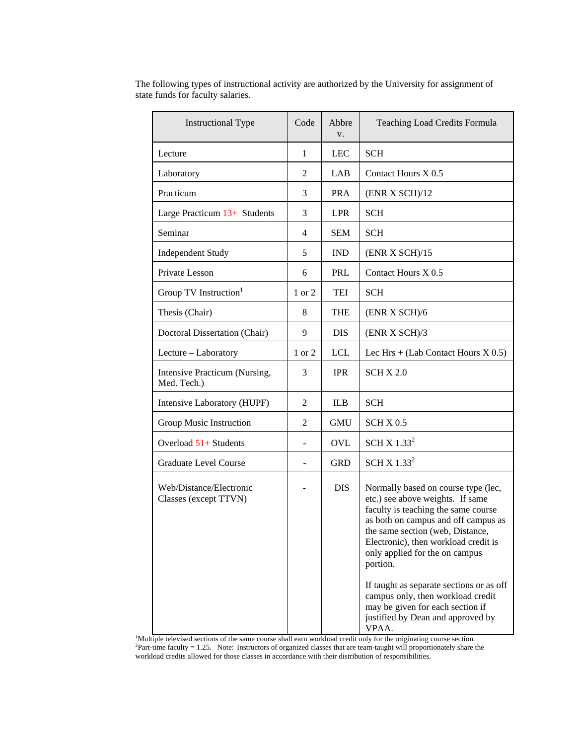The following types of instructional activity are authorized by the University for assignment of state funds for faculty salaries.

| Instructional Type | Code | Abbrev. | Teaching Load Credits Formula |
|---|---|---|---|
| Lecture | 1 | LEC | SCH |
| Laboratory | 2 | LAB | Contact Hours X 0.5 |
| Practicum | 3 | PRA | (ENR X SCH)/12 |
| Large Practicum 13+ Students | 3 | LPR | SCH |
| Seminar | 4 | SEM | SCH |
| Independent Study | 5 | IND | (ENR X SCH)/15 |
| Private Lesson | 6 | PRL | Contact Hours X 0.5 |
| Group TV Instruction[1] | 1 or 2 | TEI | SCH |
| Thesis (Chair) | 8 | THE | (ENR X SCH)/6 |
| Doctoral Dissertation (Chair) | 9 | DIS | (ENR X SCH)/3 |
| Lecture – Laboratory | 1 or 2 | LCL | Lec Hrs + (Lab Contact Hours X 0.5) |
| Intensive Practicum (Nursing, Med. Tech.) | 3 | IPR | SCH X 2.0 |
| Intensive Laboratory (HUPF) | 2 | ILB | SCH |
| Group Music Instruction | 2 | GMU | SCH X 0.5 |
| Overload 51+ Students | - | OVL | SCH X 1.33[2] |
| Graduate Level Course | - | GRD | SCH X 1.33[2] |
| Web/Distance/Electronic Classes (except TTVN) | - | DIS | Normally based on course type (lec, etc.) see above weights. If same faculty is teaching the same course as both on campus and off campus as the same section (web, Distance, Electronic), then workload credit is only applied for the on campus portion.<br><br>If taught as separate sections or as off campus only, then workload credit may be given for each section if justified by Dean and approved by VPAA. |

[1]Multiple televised sections of the same course shall earn workload credit only for the originating course section.
[2]Part-time faculty = 1.25. Note: Instructors of organized classes that are team-taught will proportionately share the workload credits allowed for those classes in accordance with their distribution of responsibilities.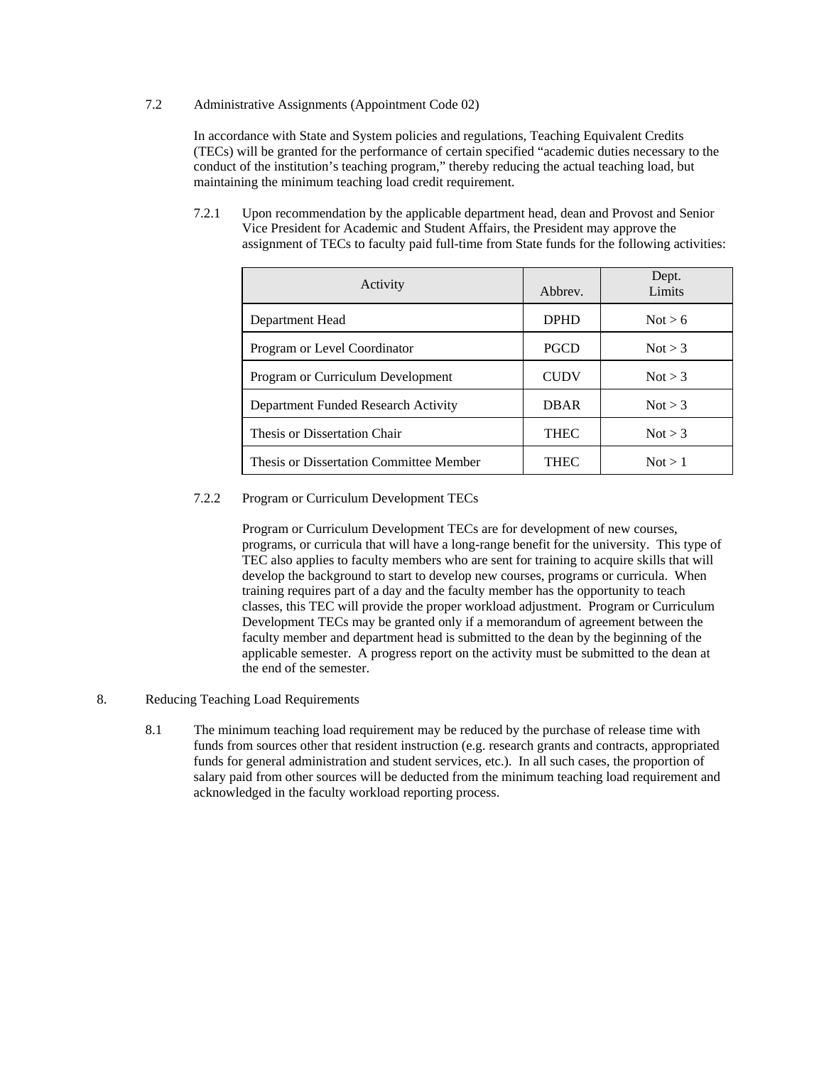7.2 Administrative Assignments (Appointment Code 02)

In accordance with State and System policies and regulations, Teaching Equivalent Credits (TECs) will be granted for the performance of certain specified "academic duties necessary to the conduct of the institution's teaching program," thereby reducing the actual teaching load, but maintaining the minimum teaching load credit requirement.

7.2.1 Upon recommendation by the applicable department head, dean and Provost and Senior Vice President for Academic and Student Affairs, the President may approve the assignment of TECs to faculty paid full-time from State funds for the following activities:

| Activity | Abbrev. | Dept. Limits |
|---|---|---|
| Department Head | DPHD | Not > 6 |
| Program or Level Coordinator | PGCD | Not > 3 |
| Program or Curriculum Development | CUDV | Not > 3 |
| Department Funded Research Activity | DBAR | Not > 3 |
| Thesis or Dissertation Chair | THEC | Not > 3 |
| Thesis or Dissertation Committee Member | THEC | Not > 1 |

7.2.2 Program or Curriculum Development TECs

Program or Curriculum Development TECs are for development of new courses, programs, or curricula that will have a long-range benefit for the university. This type of TEC also applies to faculty members who are sent for training to acquire skills that will develop the background to start to develop new courses, programs or curricula. When training requires part of a day and the faculty member has the opportunity to teach classes, this TEC will provide the proper workload adjustment. Program or Curriculum Development TECs may be granted only if a memorandum of agreement between the faculty member and department head is submitted to the dean by the beginning of the applicable semester. A progress report on the activity must be submitted to the dean at the end of the semester.

8. Reducing Teaching Load Requirements

8.1 The minimum teaching load requirement may be reduced by the purchase of release time with funds from sources other that resident instruction (e.g. research grants and contracts, appropriated funds for general administration and student services, etc.). In all such cases, the proportion of salary paid from other sources will be deducted from the minimum teaching load requirement and acknowledged in the faculty workload reporting process.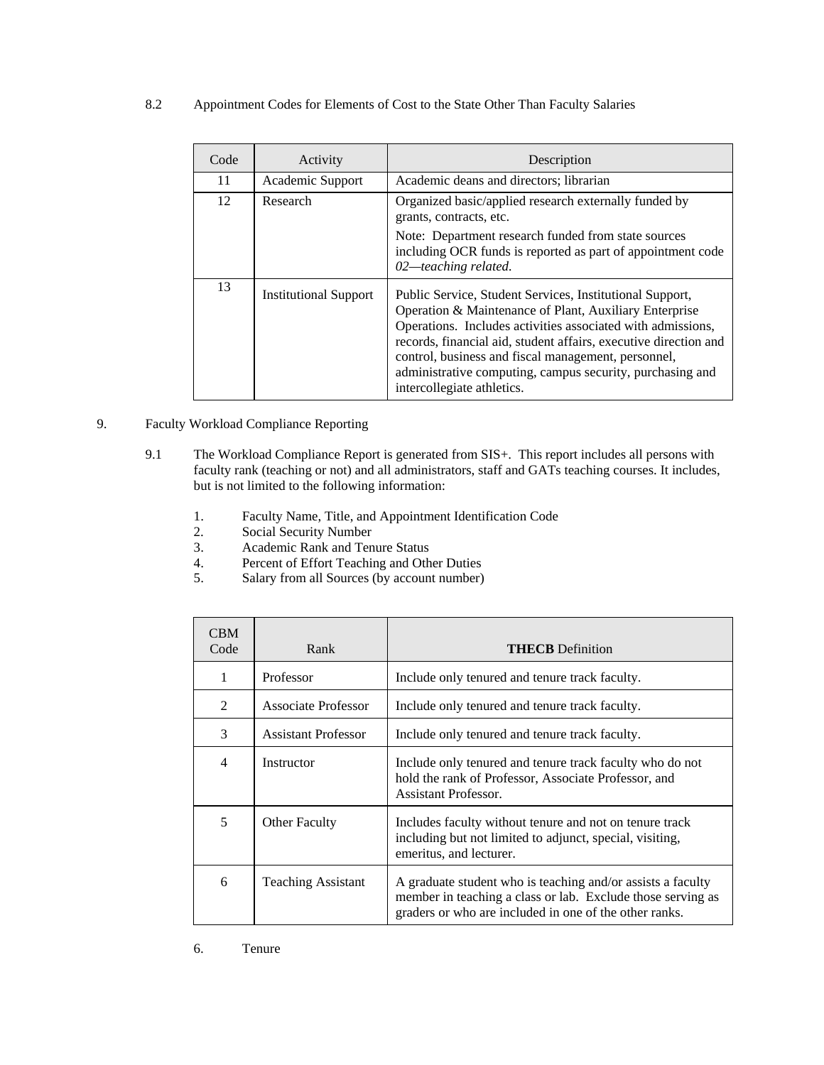8.2 Appointment Codes for Elements of Cost to the State Other Than Faculty Salaries

| Code | Activity | Description |
|---|---|---|
| 11 | Academic Support | Academic deans and directors; librarian |
| 12 | Research | Organized basic/applied research externally funded by grants, contracts, etc.<br><br>Note: Department research funded from state sources including OCR funds is reported as part of appointment code *02—teaching related*. |
| 13 | Institutional Support | Public Service, Student Services, Institutional Support, Operation & Maintenance of Plant, Auxiliary Enterprise Operations. Includes activities associated with admissions, records, financial aid, student affairs, executive direction and control, business and fiscal management, personnel, administrative computing, campus security, purchasing and intercollegiate athletics. |

9. Faculty Workload Compliance Reporting

9.1 The Workload Compliance Report is generated from SIS+. This report includes all persons with faculty rank (teaching or not) and all administrators, staff and GATs teaching courses. It includes, but is not limited to the following information:

1. Faculty Name, Title, and Appointment Identification Code
2. Social Security Number
3. Academic Rank and Tenure Status
4. Percent of Effort Teaching and Other Duties
5. Salary from all Sources (by account number)

| CBM Code | Rank | **THECB** Definition |
|---|---|---|
| 1 | Professor | Include only tenured and tenure track faculty. |
| 2 | Associate Professor | Include only tenured and tenure track faculty. |
| 3 | Assistant Professor | Include only tenured and tenure track faculty. |
| 4 | Instructor | Include only tenured and tenure track faculty who do not hold the rank of Professor, Associate Professor, and Assistant Professor. |
| 5 | Other Faculty | Includes faculty without tenure and not on tenure track including but not limited to adjunct, special, visiting, emeritus, and lecturer. |
| 6 | Teaching Assistant | A graduate student who is teaching and/or assists a faculty member in teaching a class or lab. Exclude those serving as graders or who are included in one of the other ranks. |

6. Tenure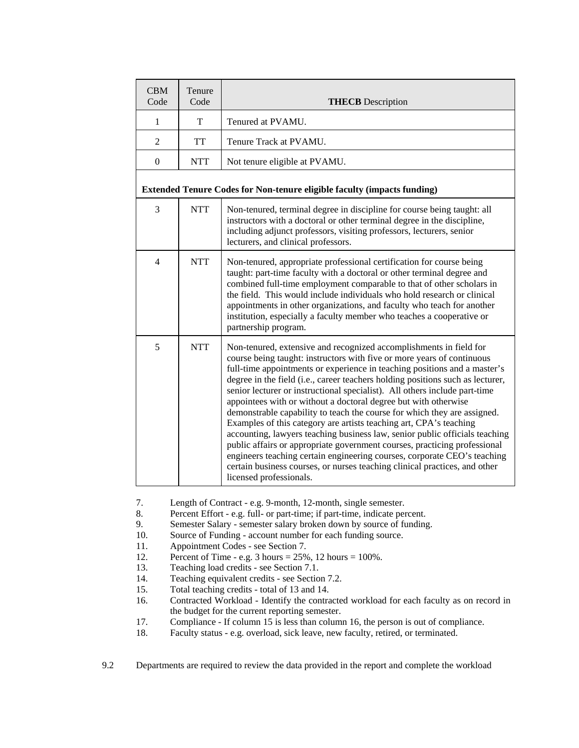| CBM Code | Tenure Code | **THECB** Description |
|---|---|---|
| 1 | T | Tenured at PVAMU. |
| 2 | TT | Tenure Track at PVAMU. |
| 0 | NTT | Not tenure eligible at PVAMU. |
| **Extended Tenure Codes for Non-tenure eligible faculty (impacts funding)** | | |
| 3 | NTT | Non-tenured, terminal degree in discipline for course being taught: all instructors with a doctoral or other terminal degree in the discipline, including adjunct professors, visiting professors, lecturers, senior lecturers, and clinical professors. |
| 4 | NTT | Non-tenured, appropriate professional certification for course being taught: part-time faculty with a doctoral or other terminal degree and combined full-time employment comparable to that of other scholars in the field. This would include individuals who hold research or clinical appointments in other organizations, and faculty who teach for another institution, especially a faculty member who teaches a cooperative or partnership program. |
| 5 | NTT | Non-tenured, extensive and recognized accomplishments in field for course being taught: instructors with five or more years of continuous full-time appointments or experience in teaching positions and a master's degree in the field (i.e., career teachers holding positions such as lecturer, senior lecturer or instructional specialist). All others include part-time appointees with or without a doctoral degree but with otherwise demonstrable capability to teach the course for which they are assigned. Examples of this category are artists teaching art, CPA's teaching accounting, lawyers teaching business law, senior public officials teaching public affairs or appropriate government courses, practicing professional engineers teaching certain engineering courses, corporate CEO's teaching certain business courses, or nurses teaching clinical practices, and other licensed professionals. |

7. Length of Contract - e.g. 9-month, 12-month, single semester.
8. Percent Effort - e.g. full- or part-time; if part-time, indicate percent.
9. Semester Salary - semester salary broken down by source of funding.
10. Source of Funding - account number for each funding source.
11. Appointment Codes - see Section 7.
12. Percent of Time - e.g. 3 hours = 25%, 12 hours = 100%.
13. Teaching load credits - see Section 7.1.
14. Teaching equivalent credits - see Section 7.2.
15. Total teaching credits - total of 13 and 14.
16. Contracted Workload - Identify the contracted workload for each faculty as on record in the budget for the current reporting semester.
17. Compliance - If column 15 is less than column 16, the person is out of compliance.
18. Faculty status - e.g. overload, sick leave, new faculty, retired, or terminated.

9.2 Departments are required to review the data provided in the report and complete the workload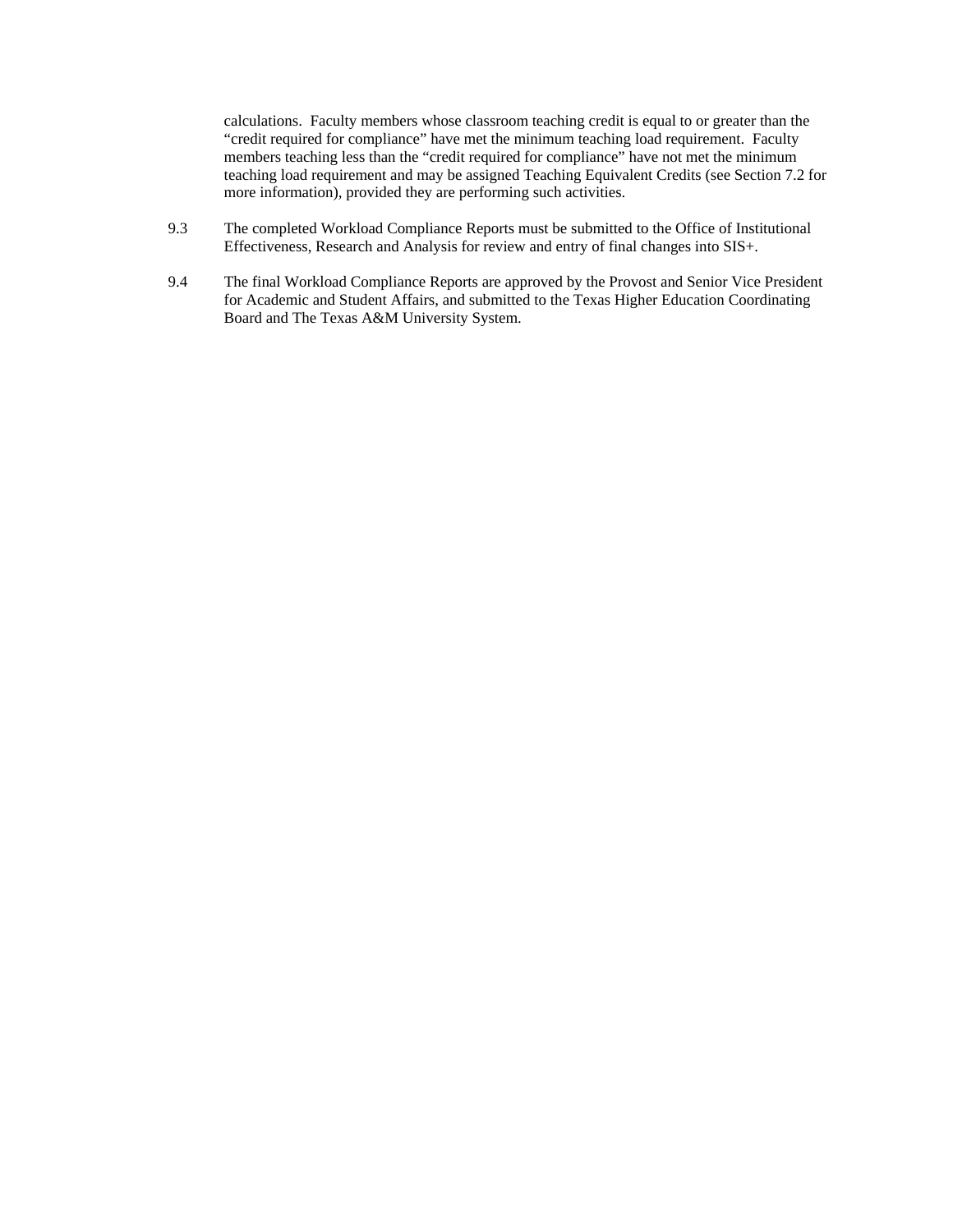calculations. Faculty members whose classroom teaching credit is equal to or greater than the "credit required for compliance" have met the minimum teaching load requirement. Faculty members teaching less than the "credit required for compliance" have not met the minimum teaching load requirement and may be assigned Teaching Equivalent Credits (see Section 7.2 for more information), provided they are performing such activities.

9.3 The completed Workload Compliance Reports must be submitted to the Office of Institutional Effectiveness, Research and Analysis for review and entry of final changes into SIS+.

9.4 The final Workload Compliance Reports are approved by the Provost and Senior Vice President for Academic and Student Affairs, and submitted to the Texas Higher Education Coordinating Board and The Texas A&M University System.